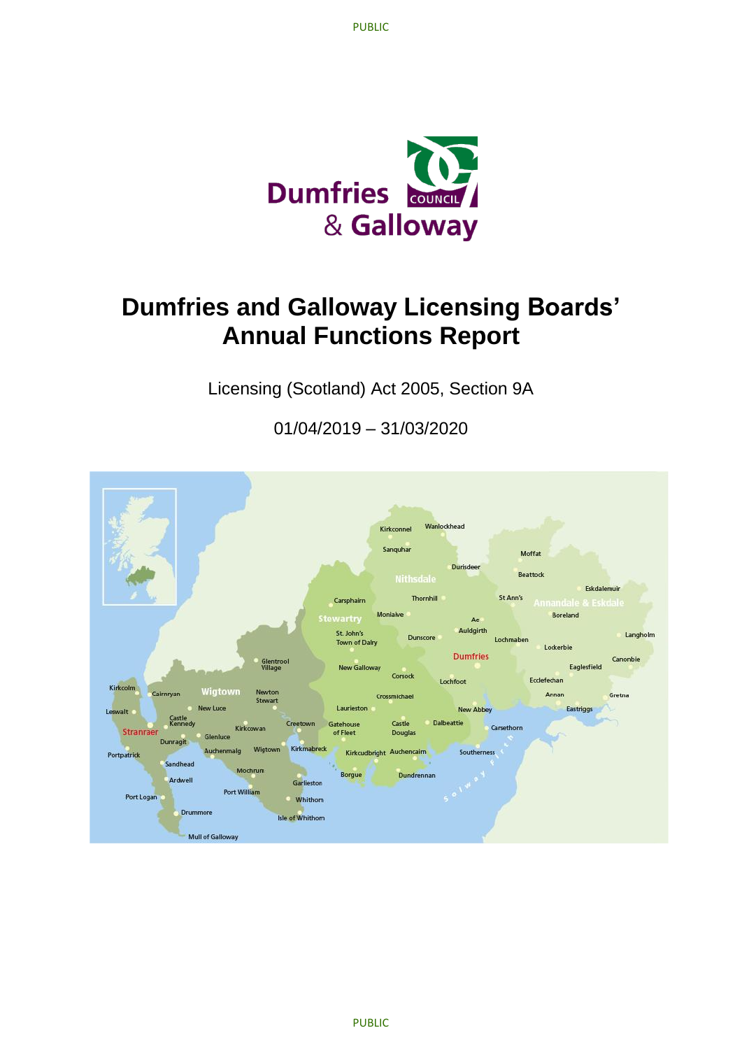# Dumfries and Galloway Licensing Boards' Annual Functions Report

Licensing (Scotland) Act 2005, Section 9A

01/04/2019 – 31/03/2020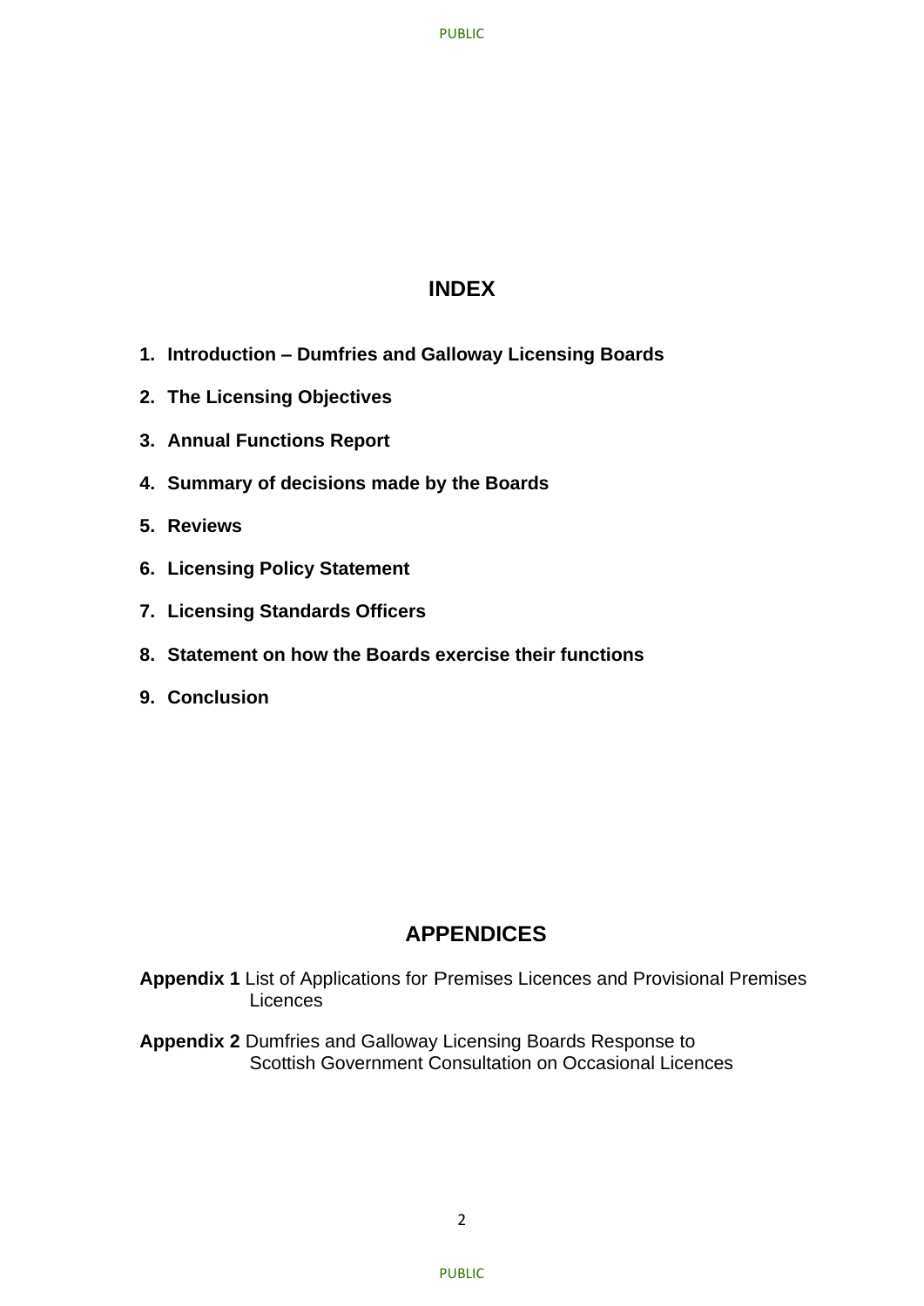## INDEX

1. **Introduction – Dumfries and Galloway Licensing Boards**
2. **The Licensing Objectives**
3. **Annual Functions Report**
4. **Summary of decisions made by the Boards**
5. **Reviews**
6. **Licensing Policy Statement**
7. **Licensing Standards Officers**
8. **Statement on how the Boards exercise their functions**
9. **Conclusion**

## APPENDICES

**Appendix 1** List of Applications for Premises Licences and Provisional Premises Licences

**Appendix 2** Dumfries and Galloway Licensing Boards Response to Scottish Government Consultation on Occasional Licences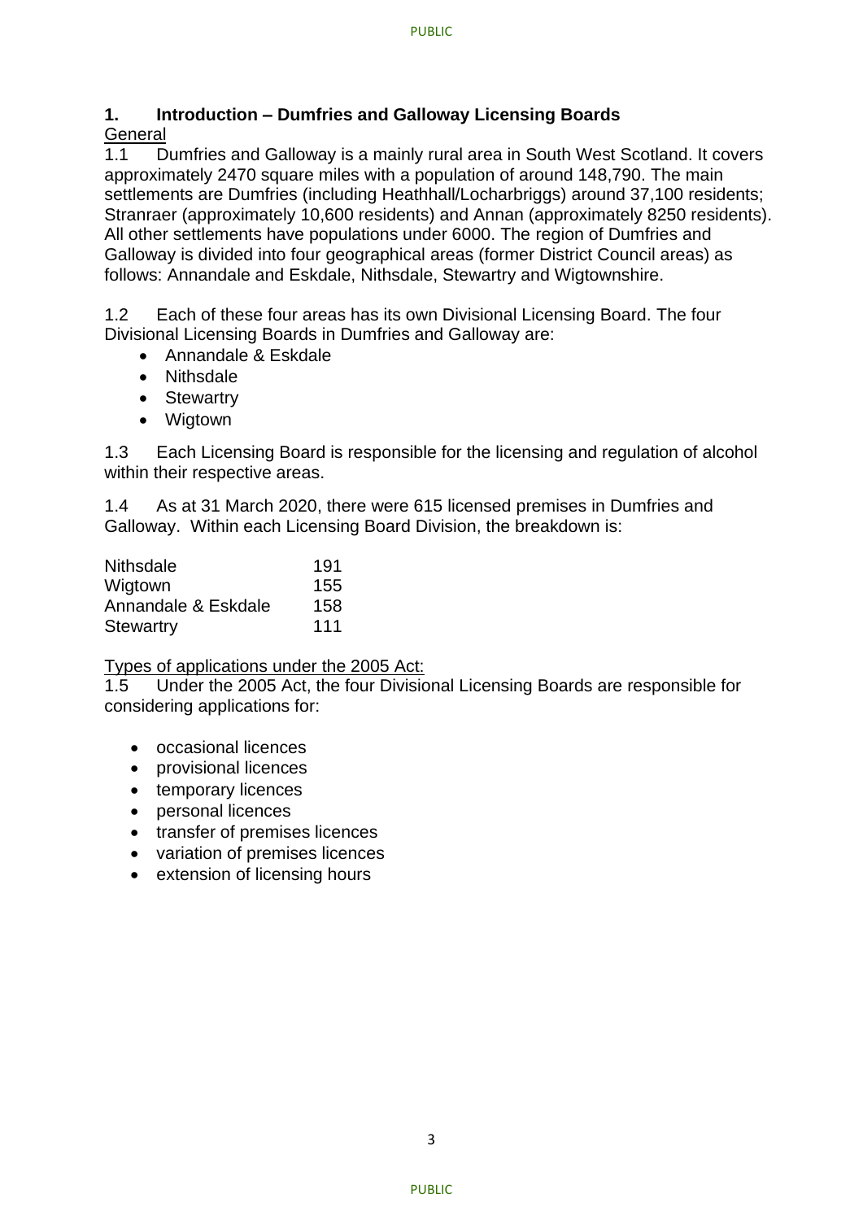# 1. Introduction – Dumfries and Galloway Licensing Boards

General

1.1 Dumfries and Galloway is a mainly rural area in South West Scotland. It covers approximately 2470 square miles with a population of around 148,790. The main settlements are Dumfries (including Heathhall/Locharbriggs) around 37,100 residents; Stranraer (approximately 10,600 residents) and Annan (approximately 8250 residents). All other settlements have populations under 6000. The region of Dumfries and Galloway is divided into four geographical areas (former District Council areas) as follows: Annandale and Eskdale, Nithsdale, Stewartry and Wigtownshire.

1.2 Each of these four areas has its own Divisional Licensing Board. The four Divisional Licensing Boards in Dumfries and Galloway are:

- Annandale & Eskdale
- Nithsdale
- Stewartry
- Wigtown

1.3 Each Licensing Board is responsible for the licensing and regulation of alcohol within their respective areas.

1.4 As at 31 March 2020, there were 615 licensed premises in Dumfries and Galloway. Within each Licensing Board Division, the breakdown is:

| | |
|---|---|
| Nithsdale | 191 |
| Wigtown | 155 |
| Annandale & Eskdale | 158 |
| Stewartry | 111 |

Types of applications under the 2005 Act:

1.5 Under the 2005 Act, the four Divisional Licensing Boards are responsible for considering applications for:

- occasional licences
- provisional licences
- temporary licences
- personal licences
- transfer of premises licences
- variation of premises licences
- extension of licensing hours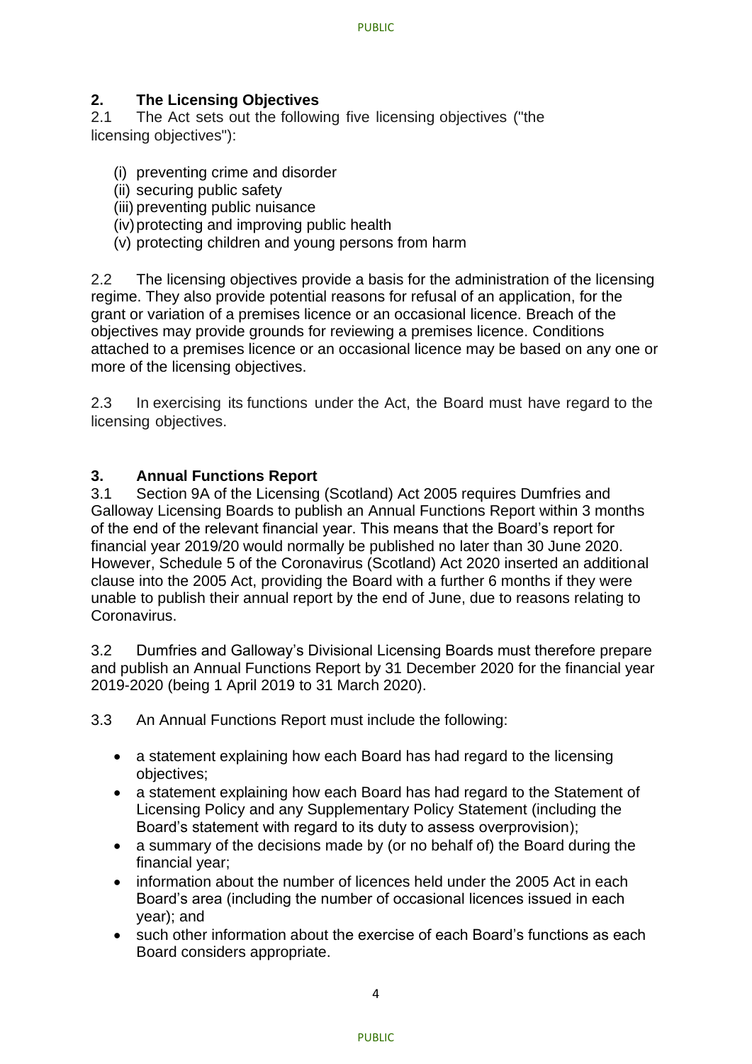## 2. The Licensing Objectives

2.1 The Act sets out the following five licensing objectives ("the licensing objectives"):

(i) preventing crime and disorder
(ii) securing public safety
(iii) preventing public nuisance
(iv) protecting and improving public health
(v) protecting children and young persons from harm

2.2 The licensing objectives provide a basis for the administration of the licensing regime. They also provide potential reasons for refusal of an application, for the grant or variation of a premises licence or an occasional licence. Breach of the objectives may provide grounds for reviewing a premises licence. Conditions attached to a premises licence or an occasional licence may be based on any one or more of the licensing objectives.

2.3 In exercising its functions under the Act, the Board must have regard to the licensing objectives.

## 3. Annual Functions Report

3.1 Section 9A of the Licensing (Scotland) Act 2005 requires Dumfries and Galloway Licensing Boards to publish an Annual Functions Report within 3 months of the end of the relevant financial year. This means that the Board's report for financial year 2019/20 would normally be published no later than 30 June 2020. However, Schedule 5 of the Coronavirus (Scotland) Act 2020 inserted an additional clause into the 2005 Act, providing the Board with a further 6 months if they were unable to publish their annual report by the end of June, due to reasons relating to Coronavirus.

3.2 Dumfries and Galloway's Divisional Licensing Boards must therefore prepare and publish an Annual Functions Report by 31 December 2020 for the financial year 2019-2020 (being 1 April 2019 to 31 March 2020).

3.3 An Annual Functions Report must include the following:

- a statement explaining how each Board has had regard to the licensing objectives;
- a statement explaining how each Board has had regard to the Statement of Licensing Policy and any Supplementary Policy Statement (including the Board's statement with regard to its duty to assess overprovision);
- a summary of the decisions made by (or no behalf of) the Board during the financial year;
- information about the number of licences held under the 2005 Act in each Board's area (including the number of occasional licences issued in each year); and
- such other information about the exercise of each Board's functions as each Board considers appropriate.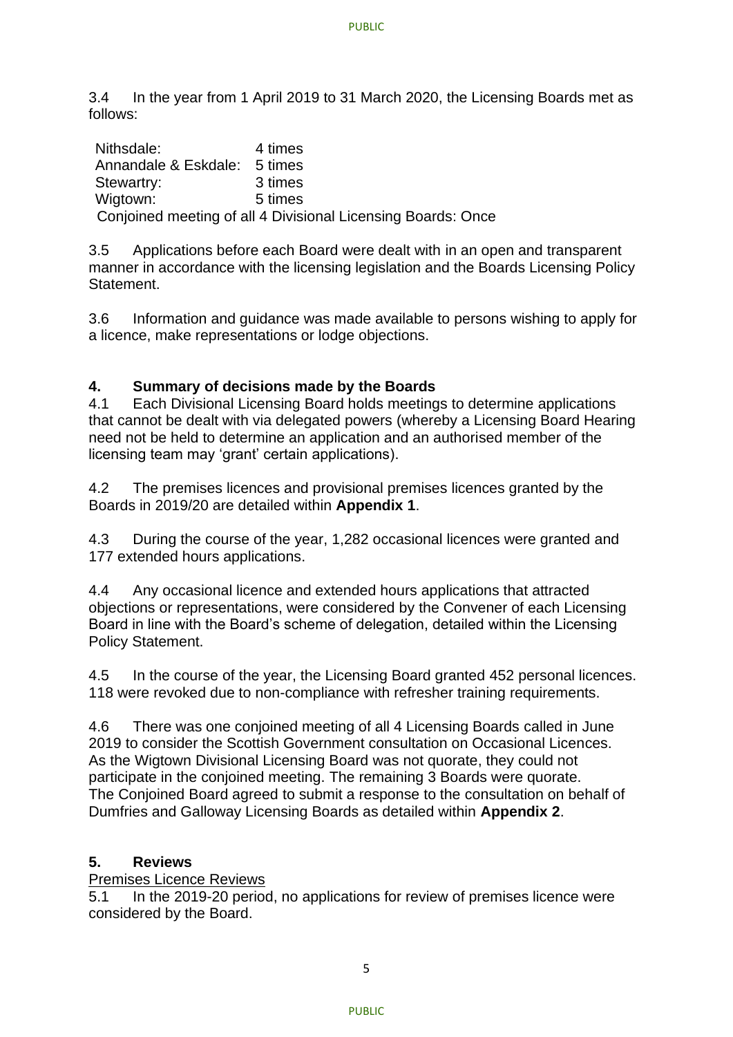3.4 In the year from 1 April 2019 to 31 March 2020, the Licensing Boards met as follows:

| | |
|---|---|
| Nithsdale: | 4 times |
| Annandale & Eskdale: | 5 times |
| Stewartry: | 3 times |
| Wigtown: | 5 times |

Conjoined meeting of all 4 Divisional Licensing Boards: Once

3.5 Applications before each Board were dealt with in an open and transparent manner in accordance with the licensing legislation and the Boards Licensing Policy Statement.

3.6 Information and guidance was made available to persons wishing to apply for a licence, make representations or lodge objections.

## 4. Summary of decisions made by the Boards

4.1 Each Divisional Licensing Board holds meetings to determine applications that cannot be dealt with via delegated powers (whereby a Licensing Board Hearing need not be held to determine an application and an authorised member of the licensing team may 'grant' certain applications).

4.2 The premises licences and provisional premises licences granted by the Boards in 2019/20 are detailed within **Appendix 1**.

4.3 During the course of the year, 1,282 occasional licences were granted and 177 extended hours applications.

4.4 Any occasional licence and extended hours applications that attracted objections or representations, were considered by the Convener of each Licensing Board in line with the Board's scheme of delegation, detailed within the Licensing Policy Statement.

4.5 In the course of the year, the Licensing Board granted 452 personal licences. 118 were revoked due to non-compliance with refresher training requirements.

4.6 There was one conjoined meeting of all 4 Licensing Boards called in June 2019 to consider the Scottish Government consultation on Occasional Licences. As the Wigtown Divisional Licensing Board was not quorate, they could not participate in the conjoined meeting. The remaining 3 Boards were quorate. The Conjoined Board agreed to submit a response to the consultation on behalf of Dumfries and Galloway Licensing Boards as detailed within **Appendix 2**.

## 5. Reviews

Premises Licence Reviews

5.1 In the 2019-20 period, no applications for review of premises licence were considered by the Board.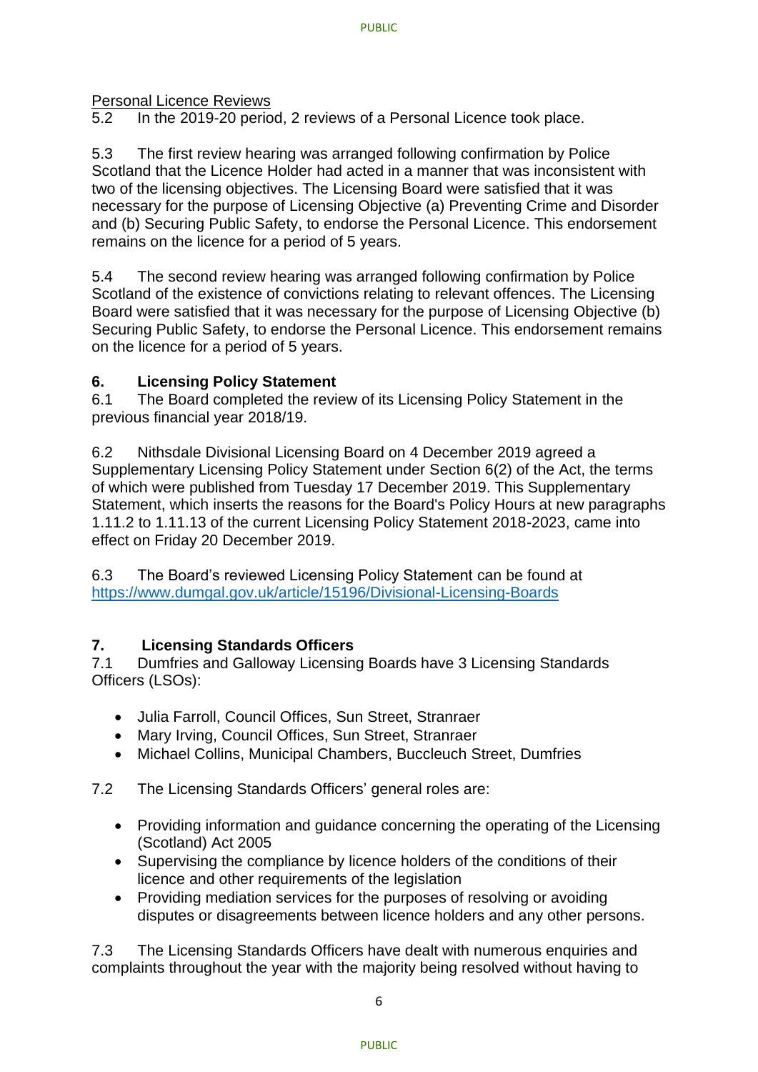Personal Licence Reviews

5.2 In the 2019-20 period, 2 reviews of a Personal Licence took place.

5.3 The first review hearing was arranged following confirmation by Police Scotland that the Licence Holder had acted in a manner that was inconsistent with two of the licensing objectives. The Licensing Board were satisfied that it was necessary for the purpose of Licensing Objective (a) Preventing Crime and Disorder and (b) Securing Public Safety, to endorse the Personal Licence. This endorsement remains on the licence for a period of 5 years.

5.4 The second review hearing was arranged following confirmation by Police Scotland of the existence of convictions relating to relevant offences. The Licensing Board were satisfied that it was necessary for the purpose of Licensing Objective (b) Securing Public Safety, to endorse the Personal Licence. This endorsement remains on the licence for a period of 5 years.

## 6. Licensing Policy Statement

6.1 The Board completed the review of its Licensing Policy Statement in the previous financial year 2018/19.

6.2 Nithsdale Divisional Licensing Board on 4 December 2019 agreed a Supplementary Licensing Policy Statement under Section 6(2) of the Act, the terms of which were published from Tuesday 17 December 2019. This Supplementary Statement, which inserts the reasons for the Board's Policy Hours at new paragraphs 1.11.2 to 1.11.13 of the current Licensing Policy Statement 2018-2023, came into effect on Friday 20 December 2019.

6.3 The Board's reviewed Licensing Policy Statement can be found at https://www.dumgal.gov.uk/article/15196/Divisional-Licensing-Boards

## 7. Licensing Standards Officers

7.1 Dumfries and Galloway Licensing Boards have 3 Licensing Standards Officers (LSOs):

- Julia Farroll, Council Offices, Sun Street, Stranraer
- Mary Irving, Council Offices, Sun Street, Stranraer
- Michael Collins, Municipal Chambers, Buccleuch Street, Dumfries

7.2 The Licensing Standards Officers' general roles are:

- Providing information and guidance concerning the operating of the Licensing (Scotland) Act 2005
- Supervising the compliance by licence holders of the conditions of their licence and other requirements of the legislation
- Providing mediation services for the purposes of resolving or avoiding disputes or disagreements between licence holders and any other persons.

7.3 The Licensing Standards Officers have dealt with numerous enquiries and complaints throughout the year with the majority being resolved without having to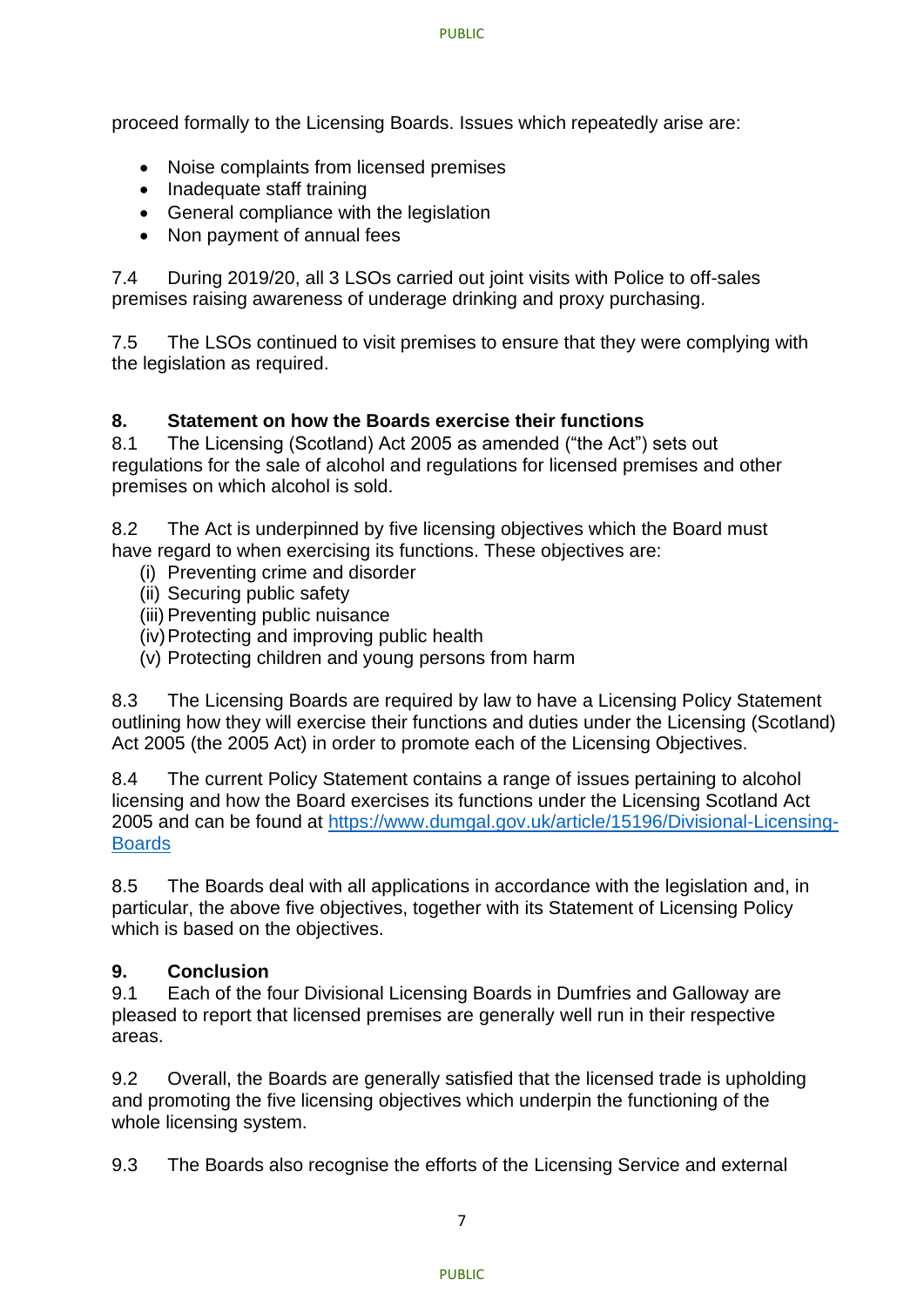proceed formally to the Licensing Boards. Issues which repeatedly arise are:

- Noise complaints from licensed premises
- Inadequate staff training
- General compliance with the legislation
- Non payment of annual fees

7.4 During 2019/20, all 3 LSOs carried out joint visits with Police to off-sales premises raising awareness of underage drinking and proxy purchasing.

7.5 The LSOs continued to visit premises to ensure that they were complying with the legislation as required.

## 8. Statement on how the Boards exercise their functions

8.1 The Licensing (Scotland) Act 2005 as amended ("the Act") sets out regulations for the sale of alcohol and regulations for licensed premises and other premises on which alcohol is sold.

8.2 The Act is underpinned by five licensing objectives which the Board must have regard to when exercising its functions. These objectives are:

(i) Preventing crime and disorder
(ii) Securing public safety
(iii) Preventing public nuisance
(iv) Protecting and improving public health
(v) Protecting children and young persons from harm

8.3 The Licensing Boards are required by law to have a Licensing Policy Statement outlining how they will exercise their functions and duties under the Licensing (Scotland) Act 2005 (the 2005 Act) in order to promote each of the Licensing Objectives.

8.4 The current Policy Statement contains a range of issues pertaining to alcohol licensing and how the Board exercises its functions under the Licensing Scotland Act 2005 and can be found at [https://www.dumgal.gov.uk/article/15196/Divisional-Licensing-Boards](https://www.dumgal.gov.uk/article/15196/Divisional-Licensing-Boards)

8.5 The Boards deal with all applications in accordance with the legislation and, in particular, the above five objectives, together with its Statement of Licensing Policy which is based on the objectives.

## 9. Conclusion

9.1 Each of the four Divisional Licensing Boards in Dumfries and Galloway are pleased to report that licensed premises are generally well run in their respective areas.

9.2 Overall, the Boards are generally satisfied that the licensed trade is upholding and promoting the five licensing objectives which underpin the functioning of the whole licensing system.

9.3 The Boards also recognise the efforts of the Licensing Service and external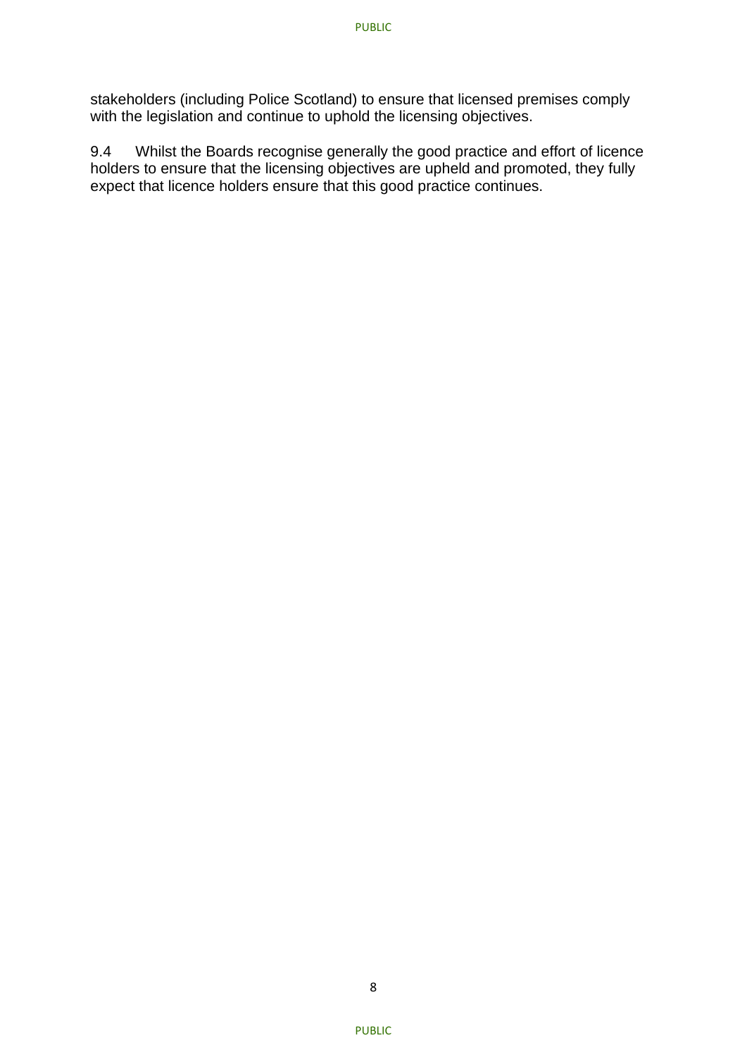stakeholders (including Police Scotland) to ensure that licensed premises comply with the legislation and continue to uphold the licensing objectives.

9.4 Whilst the Boards recognise generally the good practice and effort of licence holders to ensure that the licensing objectives are upheld and promoted, they fully expect that licence holders ensure that this good practice continues.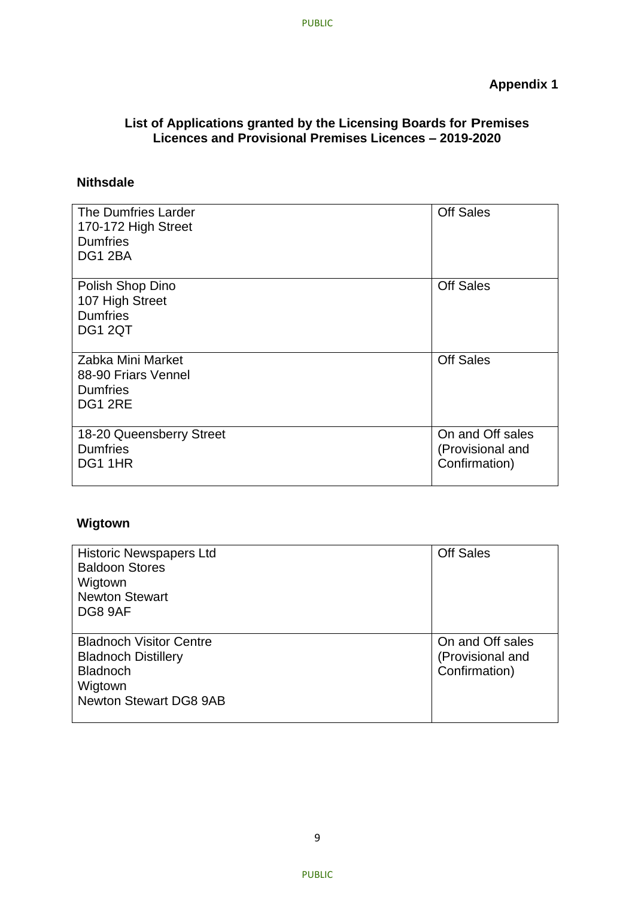**Appendix 1**

## List of Applications granted by the Licensing Boards for Premises Licences and Provisional Premises Licences – 2019-2020

### Nithsdale

| Premises | Type |
|---|---|
| The Dumfries Larder<br>170-172 High Street<br>Dumfries<br>DG1 2BA | Off Sales |
| Polish Shop Dino<br>107 High Street<br>Dumfries<br>DG1 2QT | Off Sales |
| Zabka Mini Market<br>88-90 Friars Vennel<br>Dumfries<br>DG1 2RE | Off Sales |
| 18-20 Queensberry Street<br>Dumfries<br>DG1 1HR | On and Off sales (Provisional and Confirmation) |

### Wigtown

| Premises | Type |
|---|---|
| Historic Newspapers Ltd<br>Baldoon Stores<br>Wigtown<br>Newton Stewart<br>DG8 9AF | Off Sales |
| Bladnoch Visitor Centre<br>Bladnoch Distillery<br>Bladnoch<br>Wigtown<br>Newton Stewart DG8 9AB | On and Off sales (Provisional and Confirmation) |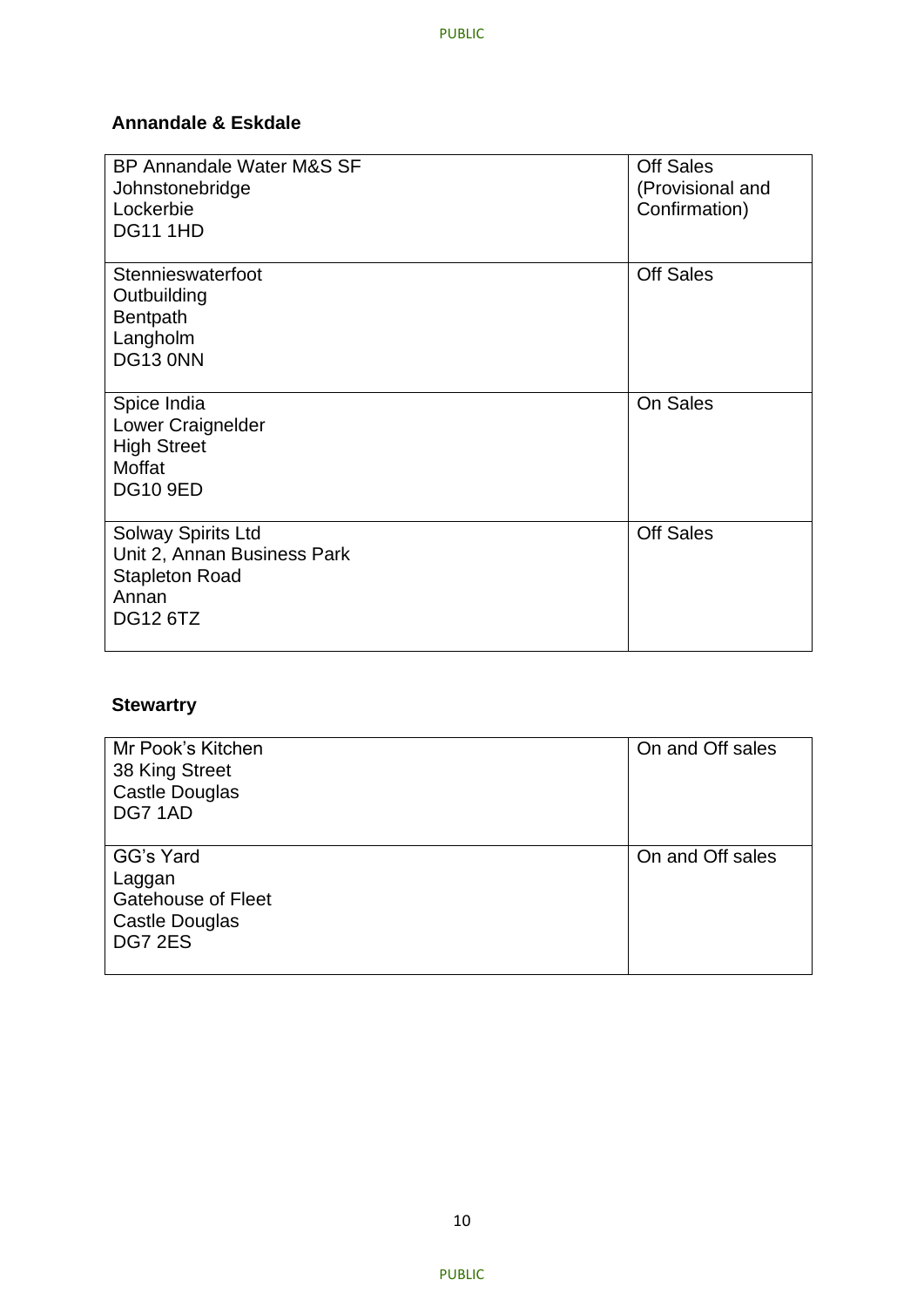**Annandale & Eskdale**

| Premises | Type |
|---|---|
| BP Annandale Water M&S SF<br>Johnstonebridge<br>Lockerbie<br>DG11 1HD | Off Sales (Provisional and Confirmation) |
| Stennieswaterfoot<br>Outbuilding<br>Bentpath<br>Langholm<br>DG13 0NN | Off Sales |
| Spice India<br>Lower Craignelder<br>High Street<br>Moffat<br>DG10 9ED | On Sales |
| Solway Spirits Ltd<br>Unit 2, Annan Business Park<br>Stapleton Road<br>Annan<br>DG12 6TZ | Off Sales |

**Stewartry**

| Premises | Type |
|---|---|
| Mr Pook's Kitchen<br>38 King Street<br>Castle Douglas<br>DG7 1AD | On and Off sales |
| GG's Yard<br>Laggan<br>Gatehouse of Fleet<br>Castle Douglas<br>DG7 2ES | On and Off sales |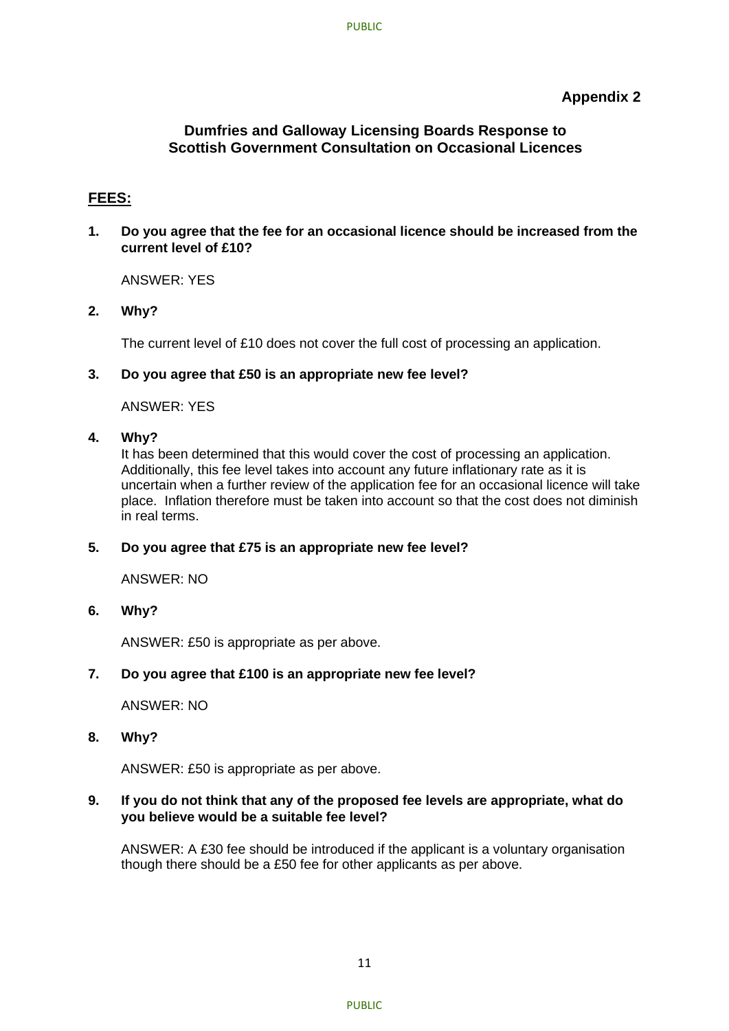**Appendix 2**

## Dumfries and Galloway Licensing Boards Response to Scottish Government Consultation on Occasional Licences

### FEES:

**1. Do you agree that the fee for an occasional licence should be increased from the current level of £10?**

ANSWER: YES

**2. Why?**

The current level of £10 does not cover the full cost of processing an application.

**3. Do you agree that £50 is an appropriate new fee level?**

ANSWER: YES

**4. Why?**

It has been determined that this would cover the cost of processing an application. Additionally, this fee level takes into account any future inflationary rate as it is uncertain when a further review of the application fee for an occasional licence will take place. Inflation therefore must be taken into account so that the cost does not diminish in real terms.

**5. Do you agree that £75 is an appropriate new fee level?**

ANSWER: NO

**6. Why?**

ANSWER: £50 is appropriate as per above.

**7. Do you agree that £100 is an appropriate new fee level?**

ANSWER: NO

**8. Why?**

ANSWER: £50 is appropriate as per above.

**9. If you do not think that any of the proposed fee levels are appropriate, what do you believe would be a suitable fee level?**

ANSWER: A £30 fee should be introduced if the applicant is a voluntary organisation though there should be a £50 fee for other applicants as per above.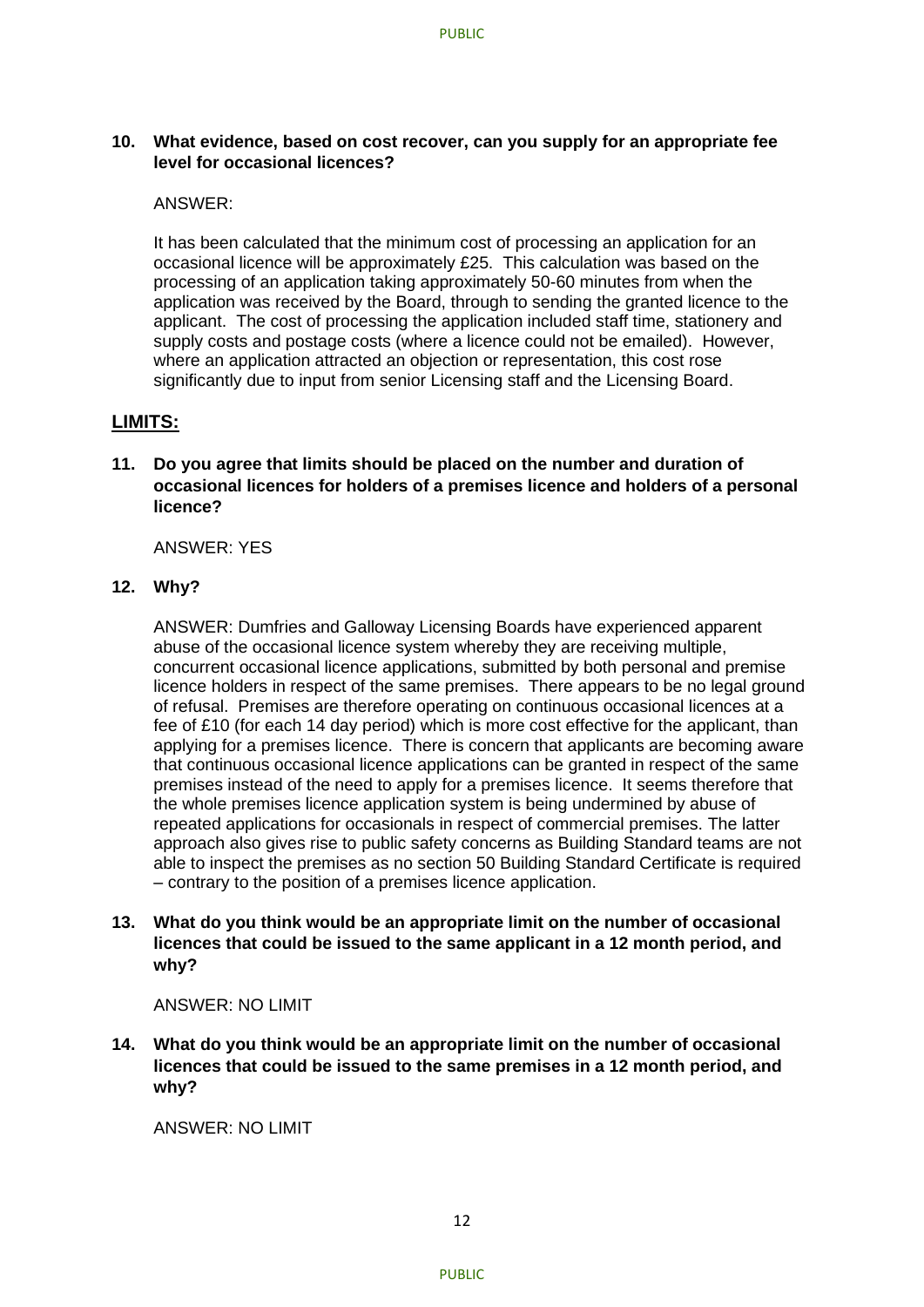**10. What evidence, based on cost recover, can you supply for an appropriate fee level for occasional licences?**

ANSWER:

It has been calculated that the minimum cost of processing an application for an occasional licence will be approximately £25. This calculation was based on the processing of an application taking approximately 50-60 minutes from when the application was received by the Board, through to sending the granted licence to the applicant. The cost of processing the application included staff time, stationery and supply costs and postage costs (where a licence could not be emailed). However, where an application attracted an objection or representation, this cost rose significantly due to input from senior Licensing staff and the Licensing Board.

## LIMITS:

**11. Do you agree that limits should be placed on the number and duration of occasional licences for holders of a premises licence and holders of a personal licence?**

ANSWER: YES

**12. Why?**

ANSWER: Dumfries and Galloway Licensing Boards have experienced apparent abuse of the occasional licence system whereby they are receiving multiple, concurrent occasional licence applications, submitted by both personal and premise licence holders in respect of the same premises. There appears to be no legal ground of refusal. Premises are therefore operating on continuous occasional licences at a fee of £10 (for each 14 day period) which is more cost effective for the applicant, than applying for a premises licence. There is concern that applicants are becoming aware that continuous occasional licence applications can be granted in respect of the same premises instead of the need to apply for a premises licence. It seems therefore that the whole premises licence application system is being undermined by abuse of repeated applications for occasionals in respect of commercial premises. The latter approach also gives rise to public safety concerns as Building Standard teams are not able to inspect the premises as no section 50 Building Standard Certificate is required – contrary to the position of a premises licence application.

**13. What do you think would be an appropriate limit on the number of occasional licences that could be issued to the same applicant in a 12 month period, and why?**

ANSWER: NO LIMIT

**14. What do you think would be an appropriate limit on the number of occasional licences that could be issued to the same premises in a 12 month period, and why?**

ANSWER: NO LIMIT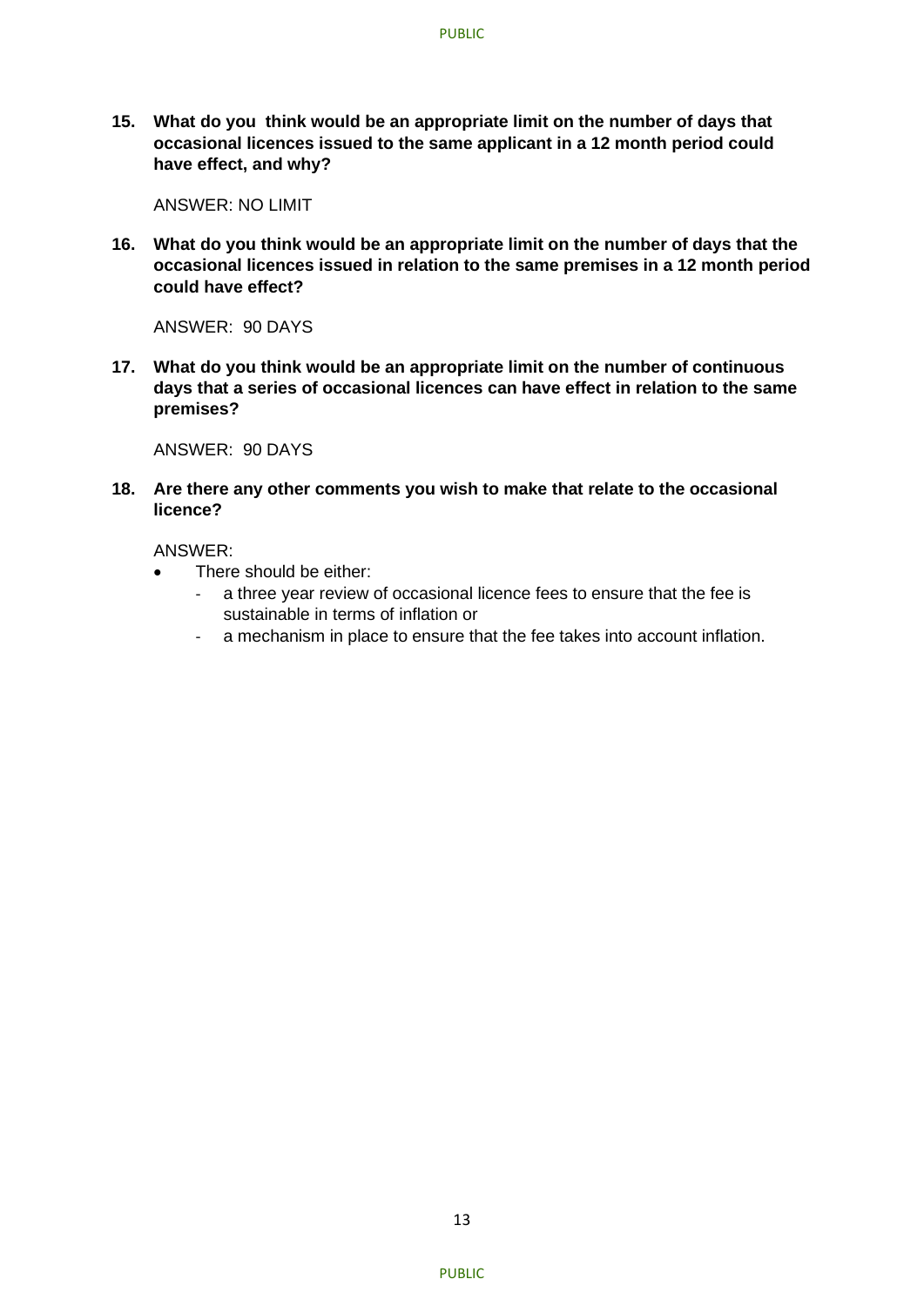**15. What do you think would be an appropriate limit on the number of days that occasional licences issued to the same applicant in a 12 month period could have effect, and why?**

ANSWER: NO LIMIT

**16. What do you think would be an appropriate limit on the number of days that the occasional licences issued in relation to the same premises in a 12 month period could have effect?**

ANSWER: 90 DAYS

**17. What do you think would be an appropriate limit on the number of continuous days that a series of occasional licences can have effect in relation to the same premises?**

ANSWER: 90 DAYS

**18. Are there any other comments you wish to make that relate to the occasional licence?**

ANSWER:

- There should be either:
  - a three year review of occasional licence fees to ensure that the fee is sustainable in terms of inflation or
  - a mechanism in place to ensure that the fee takes into account inflation.